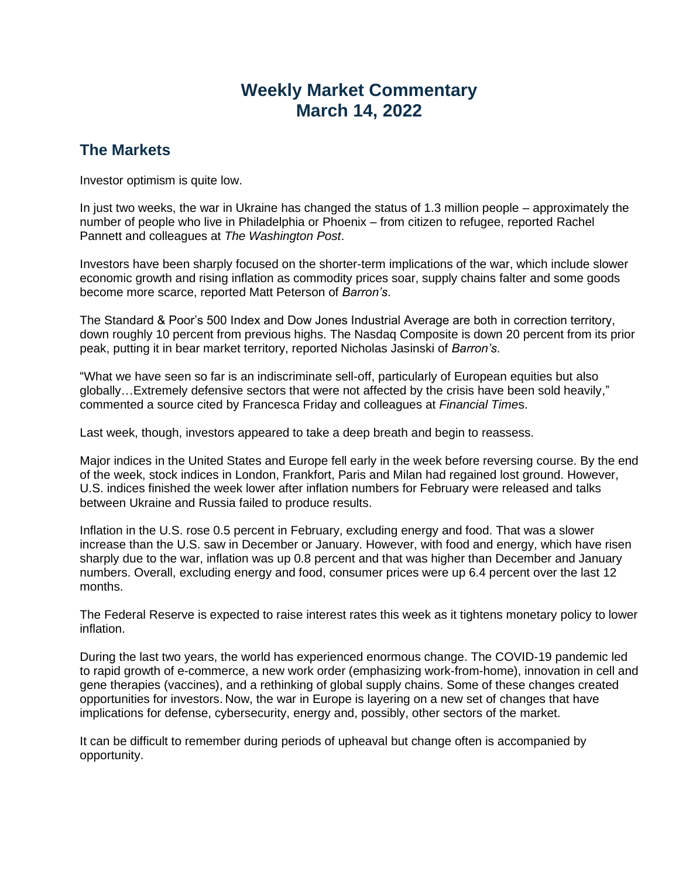# Weekly Market Commentary
# March 14, 2022

## The Markets

Investor optimism is quite low.

In just two weeks, the war in Ukraine has changed the status of 1.3 million people – approximately the number of people who live in Philadelphia or Phoenix – from citizen to refugee, reported Rachel Pannett and colleagues at *The Washington Post*.

Investors have been sharply focused on the shorter-term implications of the war, which include slower economic growth and rising inflation as commodity prices soar, supply chains falter and some goods become more scarce, reported Matt Peterson of *Barron's*.

The Standard & Poor's 500 Index and Dow Jones Industrial Average are both in correction territory, down roughly 10 percent from previous highs. The Nasdaq Composite is down 20 percent from its prior peak, putting it in bear market territory, reported Nicholas Jasinski of *Barron's*.

"What we have seen so far is an indiscriminate sell-off, particularly of European equities but also globally…Extremely defensive sectors that were not affected by the crisis have been sold heavily," commented a source cited by Francesca Friday and colleagues at *Financial Time*s.

Last week, though, investors appeared to take a deep breath and begin to reassess.

Major indices in the United States and Europe fell early in the week before reversing course. By the end of the week, stock indices in London, Frankfort, Paris and Milan had regained lost ground. However, U.S. indices finished the week lower after inflation numbers for February were released and talks between Ukraine and Russia failed to produce results.

Inflation in the U.S. rose 0.5 percent in February, excluding energy and food. That was a slower increase than the U.S. saw in December or January. However, with food and energy, which have risen sharply due to the war, inflation was up 0.8 percent and that was higher than December and January numbers. Overall, excluding energy and food, consumer prices were up 6.4 percent over the last 12 months.

The Federal Reserve is expected to raise interest rates this week as it tightens monetary policy to lower inflation.

During the last two years, the world has experienced enormous change. The COVID-19 pandemic led to rapid growth of e-commerce, a new work order (emphasizing work-from-home), innovation in cell and gene therapies (vaccines), and a rethinking of global supply chains. Some of these changes created opportunities for investors. Now, the war in Europe is layering on a new set of changes that have implications for defense, cybersecurity, energy and, possibly, other sectors of the market.

It can be difficult to remember during periods of upheaval but change often is accompanied by opportunity.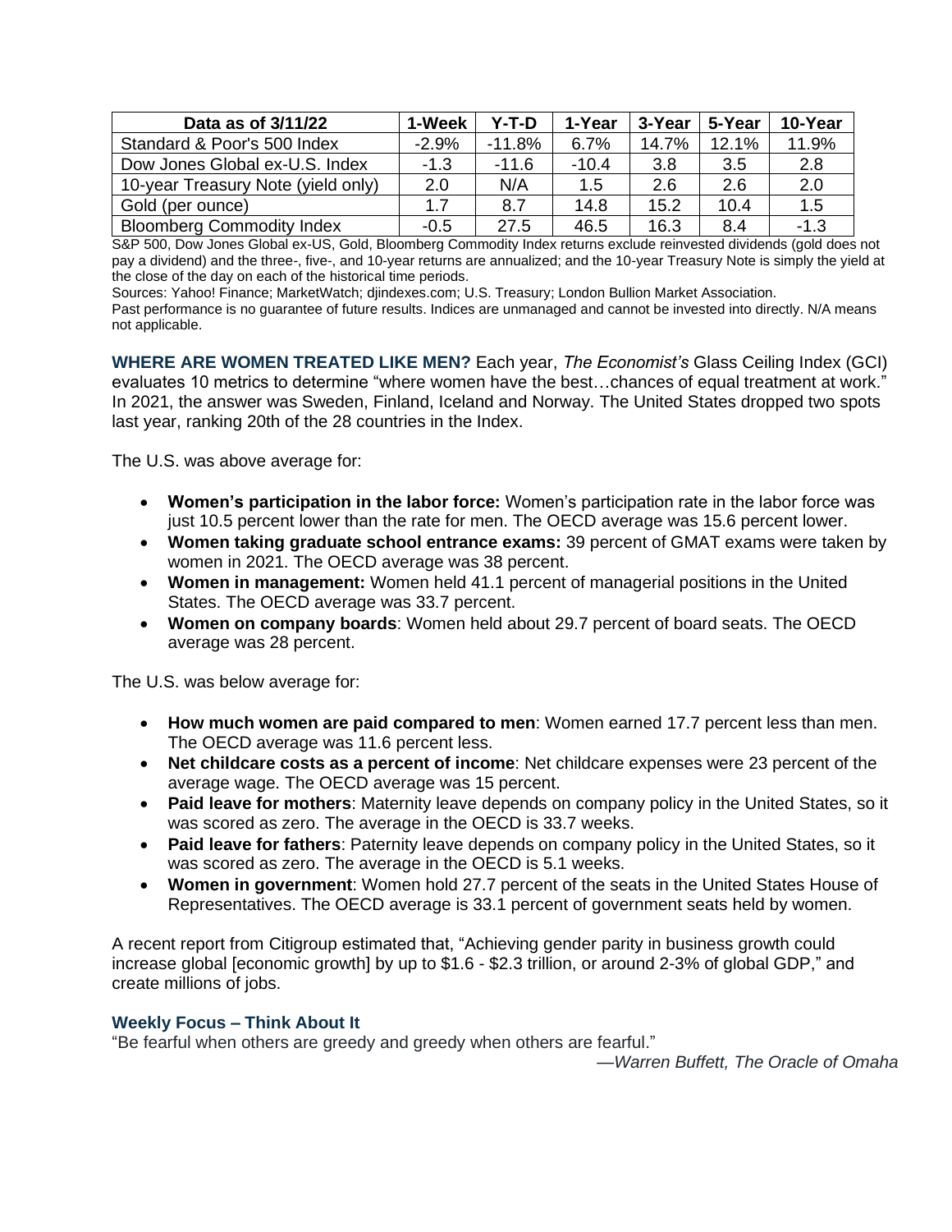| Data as of 3/11/22 | 1-Week | Y-T-D | 1-Year | 3-Year | 5-Year | 10-Year |
|---|---|---|---|---|---|---|
| Standard & Poor's 500 Index | -2.9% | -11.8% | 6.7% | 14.7% | 12.1% | 11.9% |
| Dow Jones Global ex-U.S. Index | -1.3 | -11.6 | -10.4 | 3.8 | 3.5 | 2.8 |
| 10-year Treasury Note (yield only) | 2.0 | N/A | 1.5 | 2.6 | 2.6 | 2.0 |
| Gold (per ounce) | 1.7 | 8.7 | 14.8 | 15.2 | 10.4 | 1.5 |
| Bloomberg Commodity Index | -0.5 | 27.5 | 46.5 | 16.3 | 8.4 | -1.3 |

S&P 500, Dow Jones Global ex-US, Gold, Bloomberg Commodity Index returns exclude reinvested dividends (gold does not pay a dividend) and the three-, five-, and 10-year returns are annualized; and the 10-year Treasury Note is simply the yield at the close of the day on each of the historical time periods.

Sources: Yahoo! Finance; MarketWatch; djindexes.com; U.S. Treasury; London Bullion Market Association.

Past performance is no guarantee of future results. Indices are unmanaged and cannot be invested into directly. N/A means not applicable.

**WHERE ARE WOMEN TREATED LIKE MEN?** Each year, *The Economist's* Glass Ceiling Index (GCI) evaluates 10 metrics to determine "where women have the best…chances of equal treatment at work." In 2021, the answer was Sweden, Finland, Iceland and Norway. The United States dropped two spots last year, ranking 20th of the 28 countries in the Index.

The U.S. was above average for:

- **Women's participation in the labor force:** Women's participation rate in the labor force was just 10.5 percent lower than the rate for men. The OECD average was 15.6 percent lower.
- **Women taking graduate school entrance exams:** 39 percent of GMAT exams were taken by women in 2021. The OECD average was 38 percent.
- **Women in management:** Women held 41.1 percent of managerial positions in the United States. The OECD average was 33.7 percent.
- **Women on company boards**: Women held about 29.7 percent of board seats. The OECD average was 28 percent.

The U.S. was below average for:

- **How much women are paid compared to men**: Women earned 17.7 percent less than men. The OECD average was 11.6 percent less.
- **Net childcare costs as a percent of income**: Net childcare expenses were 23 percent of the average wage. The OECD average was 15 percent.
- **Paid leave for mothers**: Maternity leave depends on company policy in the United States, so it was scored as zero. The average in the OECD is 33.7 weeks.
- **Paid leave for fathers**: Paternity leave depends on company policy in the United States, so it was scored as zero. The average in the OECD is 5.1 weeks.
- **Women in government**: Women hold 27.7 percent of the seats in the United States House of Representatives. The OECD average is 33.1 percent of government seats held by women.

A recent report from Citigroup estimated that, "Achieving gender parity in business growth could increase global [economic growth] by up to $1.6 - $2.3 trillion, or around 2-3% of global GDP," and create millions of jobs.

### Weekly Focus – Think About It

"Be fearful when others are greedy and greedy when others are fearful."

—*Warren Buffett, The Oracle of Omaha*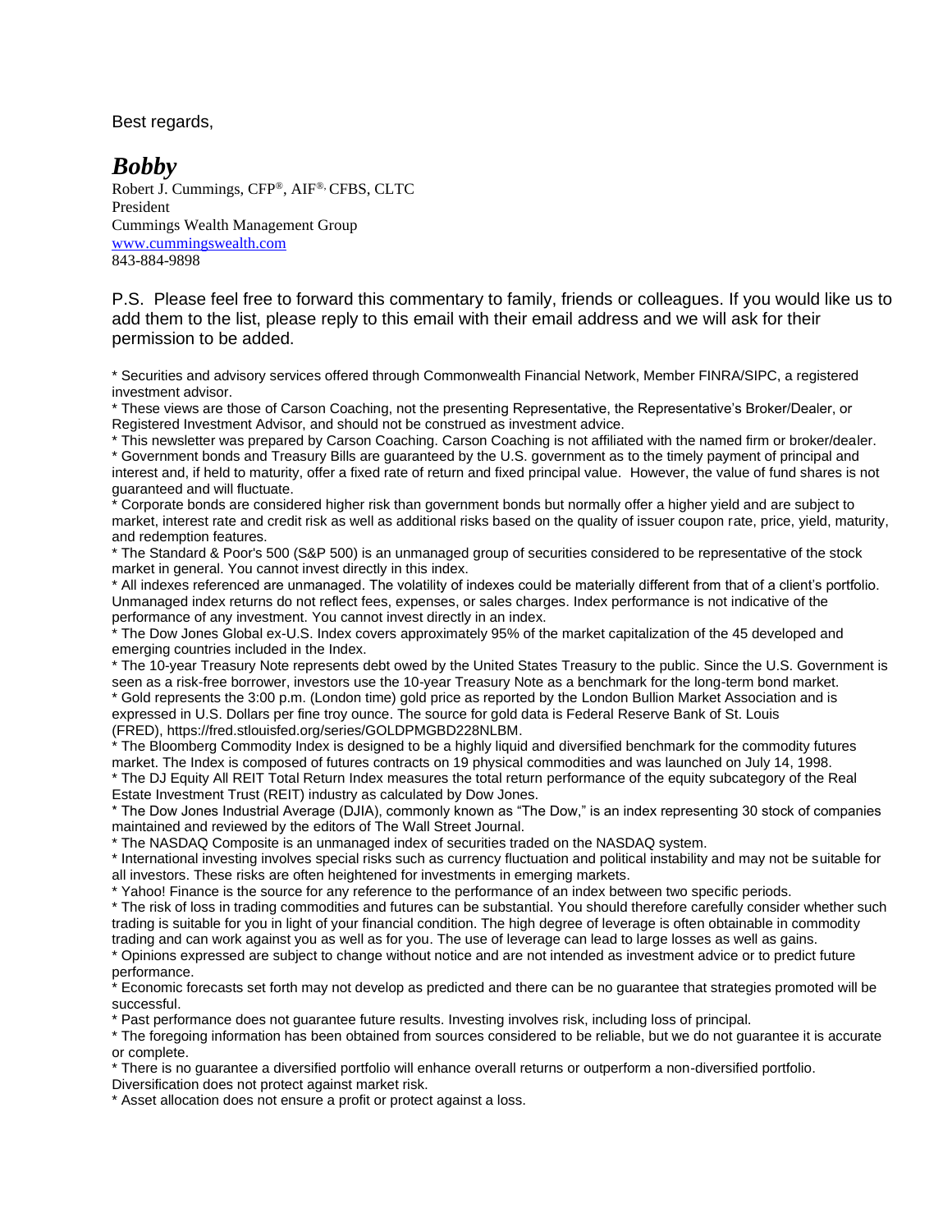Best regards,

***Bobby***

Robert J. Cummings, CFP®, AIF®, CFBS, CLTC
President
Cummings Wealth Management Group
[www.cummingswealth.com](http://www.cummingswealth.com)
843-884-9898

P.S. Please feel free to forward this commentary to family, friends or colleagues. If you would like us to add them to the list, please reply to this email with their email address and we will ask for their permission to be added.

* Securities and advisory services offered through Commonwealth Financial Network, Member FINRA/SIPC, a registered investment advisor.
* These views are those of Carson Coaching, not the presenting Representative, the Representative's Broker/Dealer, or Registered Investment Advisor, and should not be construed as investment advice.
* This newsletter was prepared by Carson Coaching. Carson Coaching is not affiliated with the named firm or broker/dealer.
* Government bonds and Treasury Bills are guaranteed by the U.S. government as to the timely payment of principal and interest and, if held to maturity, offer a fixed rate of return and fixed principal value. However, the value of fund shares is not guaranteed and will fluctuate.
* Corporate bonds are considered higher risk than government bonds but normally offer a higher yield and are subject to market, interest rate and credit risk as well as additional risks based on the quality of issuer coupon rate, price, yield, maturity, and redemption features.
* The Standard & Poor's 500 (S&P 500) is an unmanaged group of securities considered to be representative of the stock market in general. You cannot invest directly in this index.
* All indexes referenced are unmanaged. The volatility of indexes could be materially different from that of a client's portfolio. Unmanaged index returns do not reflect fees, expenses, or sales charges. Index performance is not indicative of the performance of any investment. You cannot invest directly in an index.
* The Dow Jones Global ex-U.S. Index covers approximately 95% of the market capitalization of the 45 developed and emerging countries included in the Index.
* The 10-year Treasury Note represents debt owed by the United States Treasury to the public. Since the U.S. Government is seen as a risk-free borrower, investors use the 10-year Treasury Note as a benchmark for the long-term bond market.
* Gold represents the 3:00 p.m. (London time) gold price as reported by the London Bullion Market Association and is expressed in U.S. Dollars per fine troy ounce. The source for gold data is Federal Reserve Bank of St. Louis (FRED), https://fred.stlouisfed.org/series/GOLDPMGBD228NLBM.
* The Bloomberg Commodity Index is designed to be a highly liquid and diversified benchmark for the commodity futures market. The Index is composed of futures contracts on 19 physical commodities and was launched on July 14, 1998.
* The DJ Equity All REIT Total Return Index measures the total return performance of the equity subcategory of the Real Estate Investment Trust (REIT) industry as calculated by Dow Jones.
* The Dow Jones Industrial Average (DJIA), commonly known as "The Dow," is an index representing 30 stock of companies maintained and reviewed by the editors of The Wall Street Journal.
* The NASDAQ Composite is an unmanaged index of securities traded on the NASDAQ system.
* International investing involves special risks such as currency fluctuation and political instability and may not be suitable for all investors. These risks are often heightened for investments in emerging markets.
* Yahoo! Finance is the source for any reference to the performance of an index between two specific periods.
* The risk of loss in trading commodities and futures can be substantial. You should therefore carefully consider whether such trading is suitable for you in light of your financial condition. The high degree of leverage is often obtainable in commodity trading and can work against you as well as for you. The use of leverage can lead to large losses as well as gains.
* Opinions expressed are subject to change without notice and are not intended as investment advice or to predict future performance.
* Economic forecasts set forth may not develop as predicted and there can be no guarantee that strategies promoted will be successful.
* Past performance does not guarantee future results. Investing involves risk, including loss of principal.
* The foregoing information has been obtained from sources considered to be reliable, but we do not guarantee it is accurate or complete.
* There is no guarantee a diversified portfolio will enhance overall returns or outperform a non-diversified portfolio. Diversification does not protect against market risk.
* Asset allocation does not ensure a profit or protect against a loss.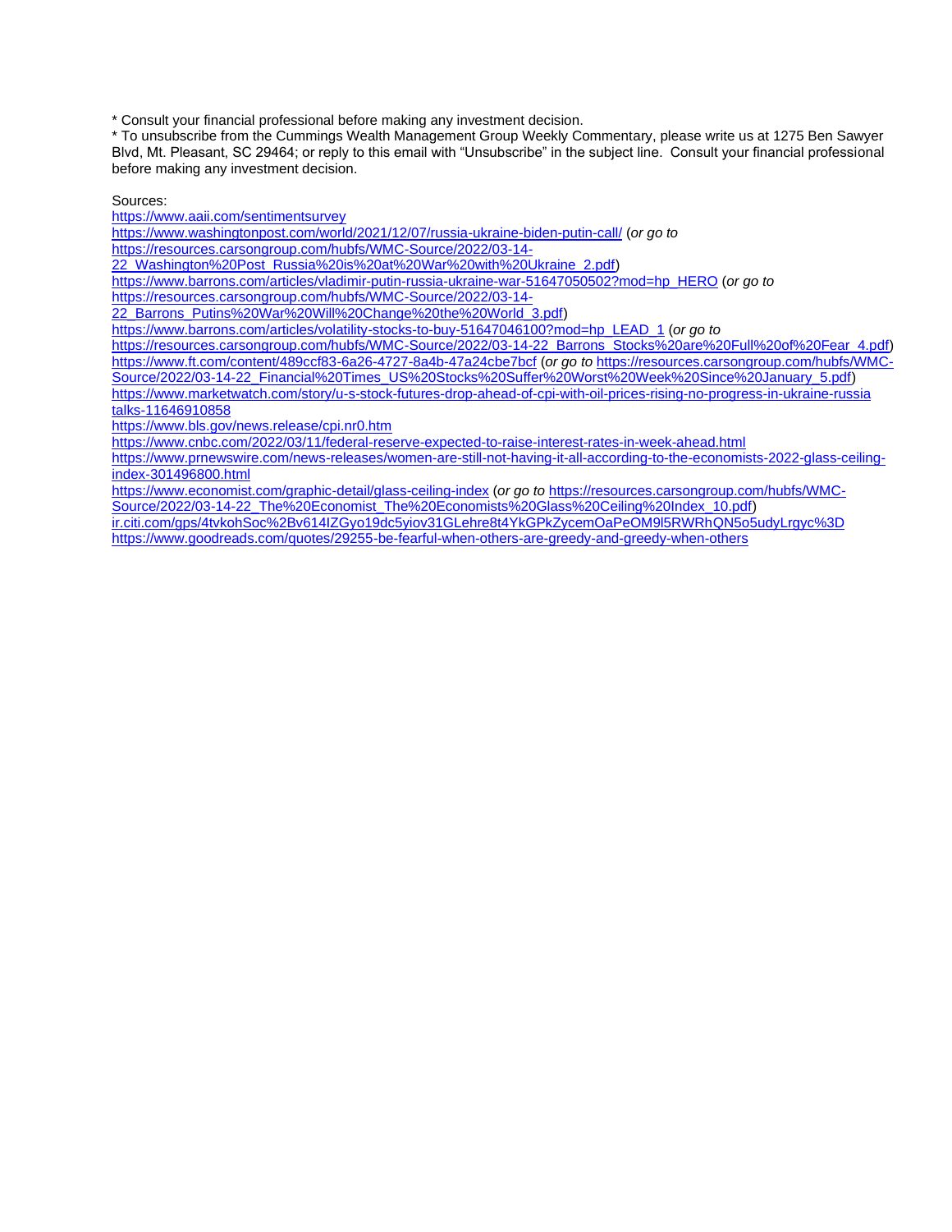* Consult your financial professional before making any investment decision.
* To unsubscribe from the Cummings Wealth Management Group Weekly Commentary, please write us at 1275 Ben Sawyer Blvd, Mt. Pleasant, SC 29464; or reply to this email with "Unsubscribe" in the subject line. Consult your financial professional before making any investment decision.

Sources:
https://www.aaii.com/sentimentsurvey
https://www.washingtonpost.com/world/2021/12/07/russia-ukraine-biden-putin-call/ (*or go to* https://resources.carsongroup.com/hubfs/WMC-Source/2022/03-14-22_Washington%20Post_Russia%20is%20at%20War%20with%20Ukraine_2.pdf)
https://www.barrons.com/articles/vladimir-putin-russia-ukraine-war-51647050502?mod=hp_HERO (*or go to* https://resources.carsongroup.com/hubfs/WMC-Source/2022/03-14-22_Barrons_Putins%20War%20Will%20Change%20the%20World_3.pdf)
https://www.barrons.com/articles/volatility-stocks-to-buy-51647046100?mod=hp_LEAD_1 (*or go to* https://resources.carsongroup.com/hubfs/WMC-Source/2022/03-14-22_Barrons_Stocks%20are%20Full%20of%20Fear_4.pdf)
https://www.ft.com/content/489ccf83-6a26-4727-8a4b-47a24cbe7bcf (*or go to* https://resources.carsongroup.com/hubfs/WMC-Source/2022/03-14-22_Financial%20Times_US%20Stocks%20Suffer%20Worst%20Week%20Since%20January_5.pdf)
https://www.marketwatch.com/story/u-s-stock-futures-drop-ahead-of-cpi-with-oil-prices-rising-no-progress-in-ukraine-russia talks-11646910858
https://www.bls.gov/news.release/cpi.nr0.htm
https://www.cnbc.com/2022/03/11/federal-reserve-expected-to-raise-interest-rates-in-week-ahead.html
https://www.prnewswire.com/news-releases/women-are-still-not-having-it-all-according-to-the-economists-2022-glass-ceiling-index-301496800.html
https://www.economist.com/graphic-detail/glass-ceiling-index (*or go to* https://resources.carsongroup.com/hubfs/WMC-Source/2022/03-14-22_The%20Economist_The%20Economists%20Glass%20Ceiling%20Index_10.pdf)
ir.citi.com/gps/4tvkohSoc%2Bv614IZGyo19dc5yiov31GLehre8t4YkGPkZycemOaPeOM9l5RWRhQN5o5udyLrgyc%3D
https://www.goodreads.com/quotes/29255-be-fearful-when-others-are-greedy-and-greedy-when-others